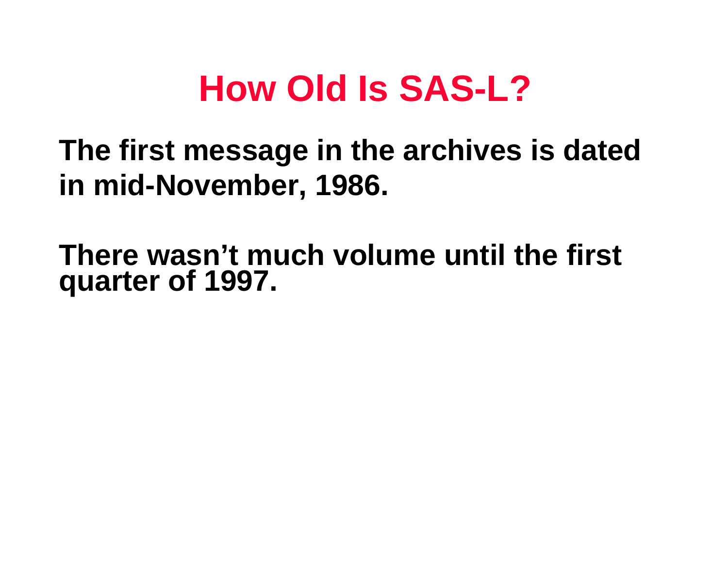# How Old Is SAS-L?

**The first message in the archives is dated in mid-November, 1986.**

**There wasn’t much volume until the first quarter of 1997.**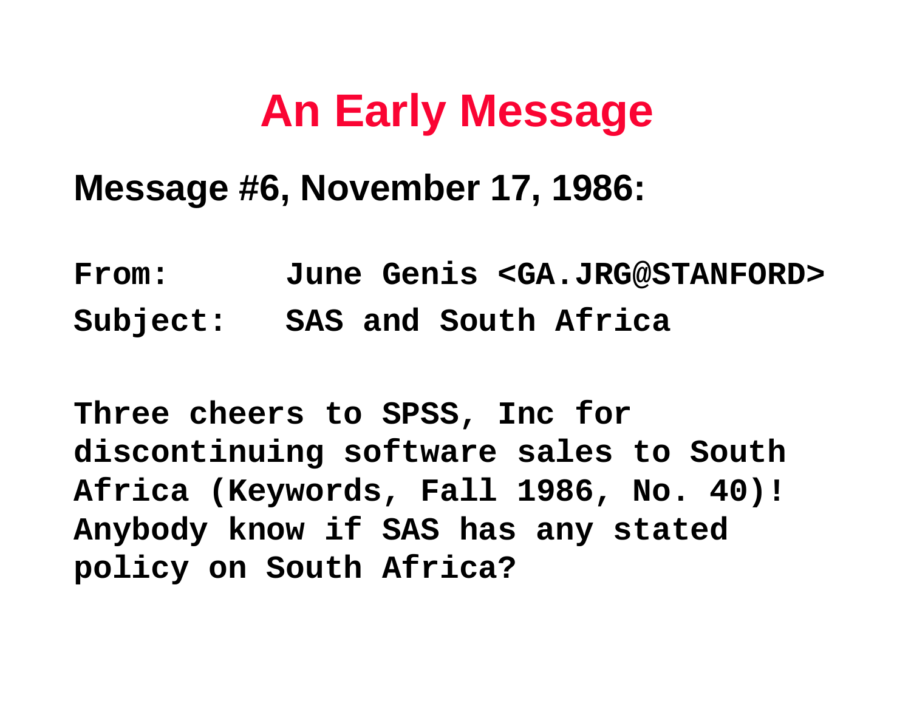# An Early Message

**Message #6, November 17, 1986:**

```
From:      June Genis <GA.JRG@STANFORD>
Subject:   SAS and South Africa

Three cheers to SPSS, Inc for
discontinuing software sales to South
Africa (Keywords, Fall 1986, No. 40)!
Anybody know if SAS has any stated
policy on South Africa?
```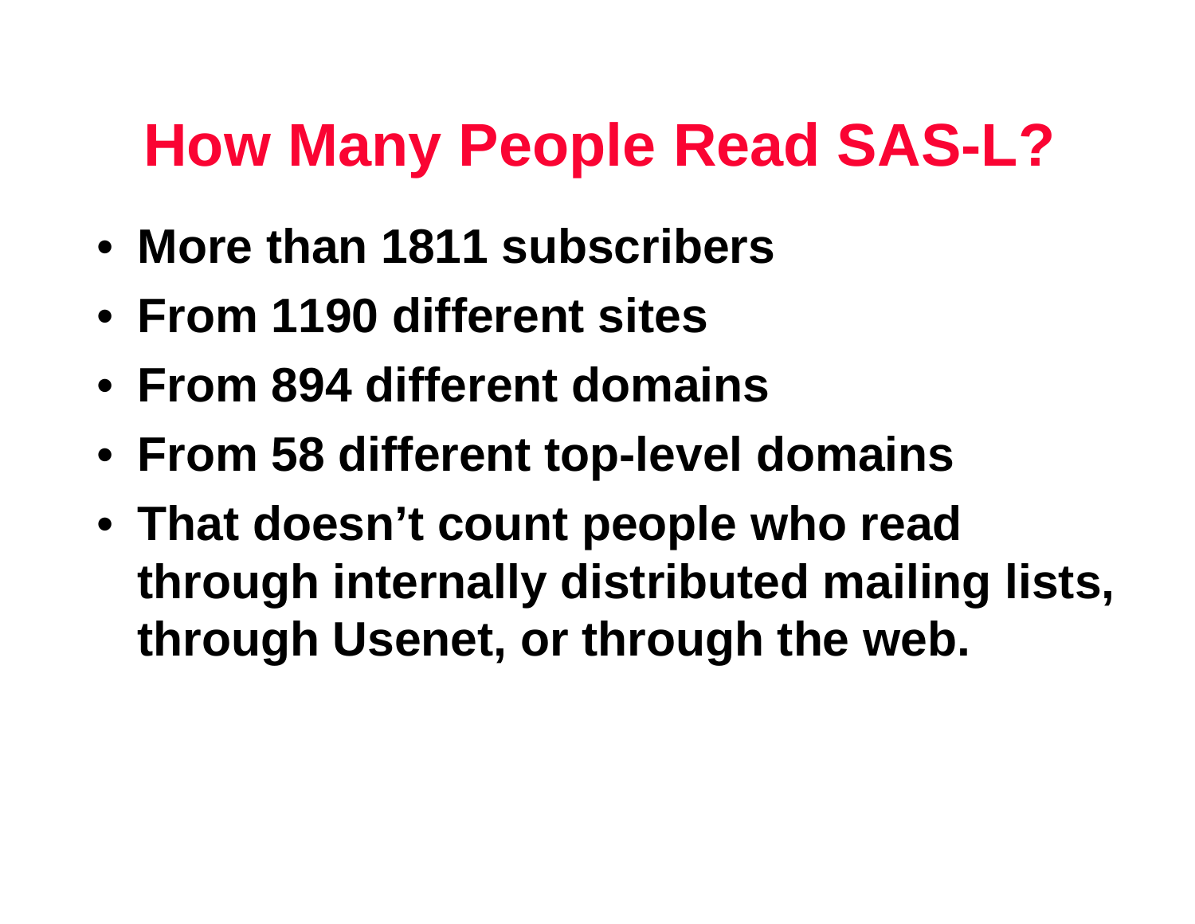# How Many People Read SAS-L?

- **More than 1811 subscribers**
- **From 1190 different sites**
- **From 894 different domains**
- **From 58 different top-level domains**
- **That doesn't count people who read through internally distributed mailing lists, through Usenet, or through the web.**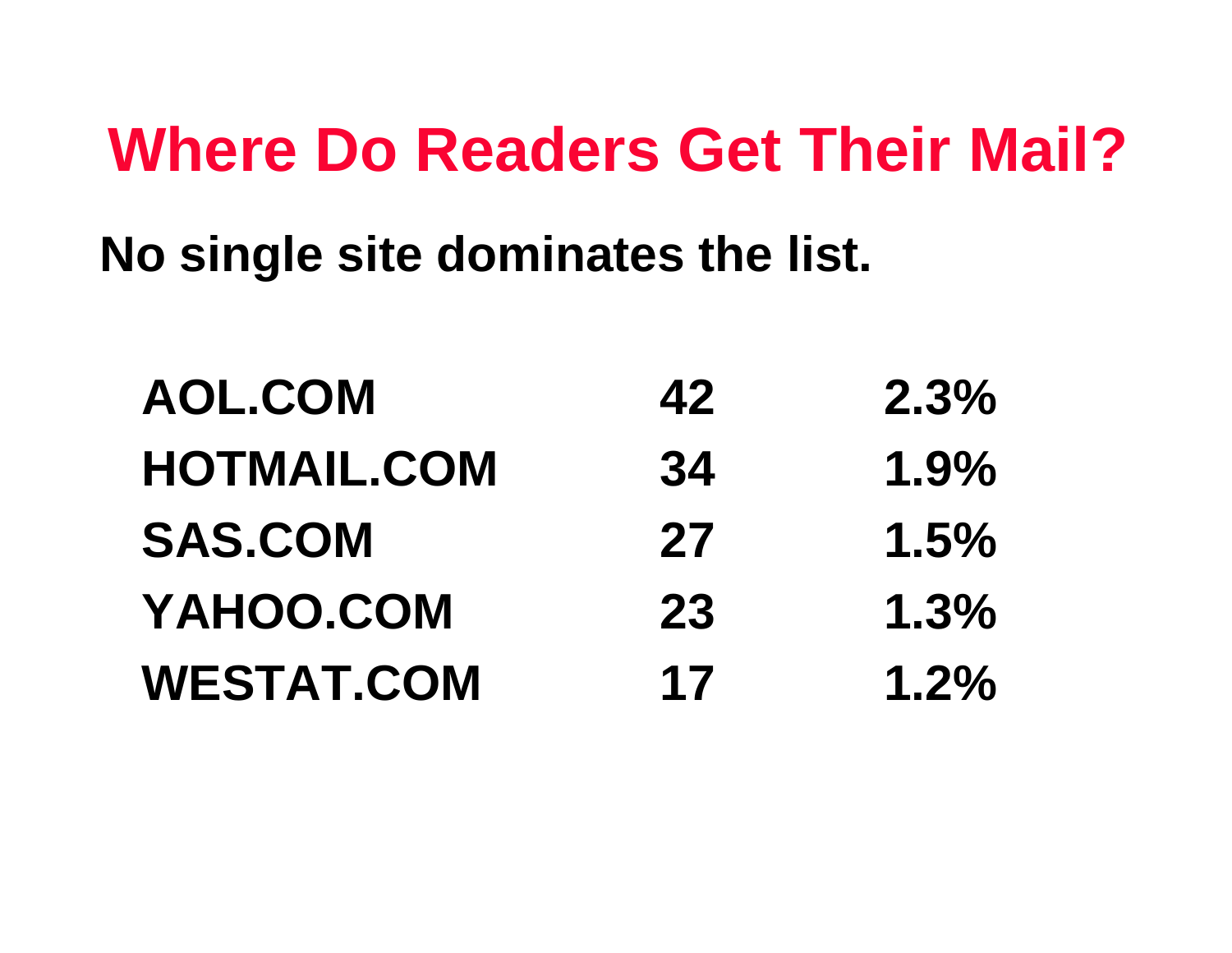# Where Do Readers Get Their Mail?

**No single site dominates the list.**

| | | |
|---|---|---|
| **AOL.COM** | **42** | **2.3%** |
| **HOTMAIL.COM** | **34** | **1.9%** |
| **SAS.COM** | **27** | **1.5%** |
| **YAHOO.COM** | **23** | **1.3%** |
| **WESTAT.COM** | **17** | **1.2%** |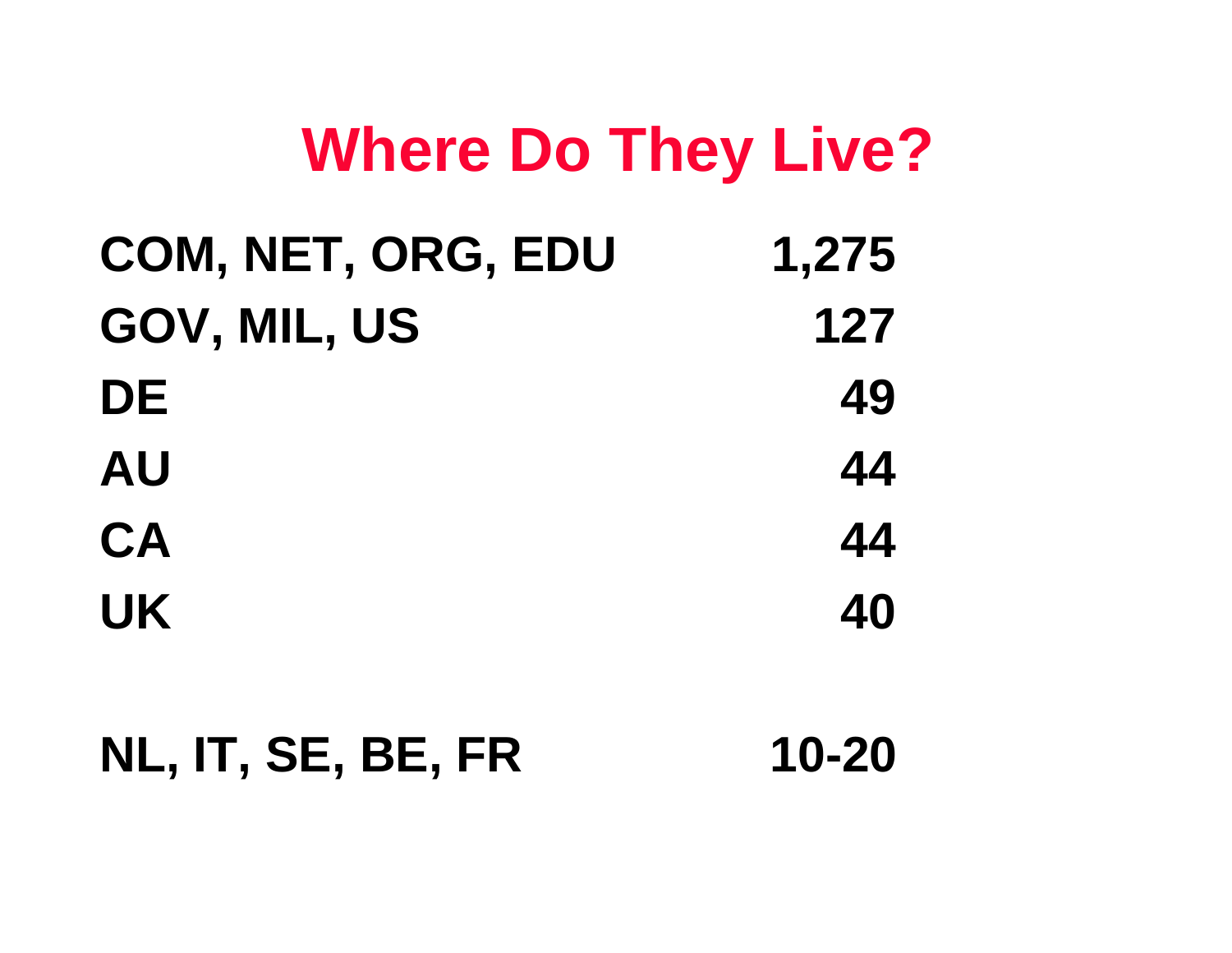# Where Do They Live?

| | |
|---|---:|
| COM, NET, ORG, EDU | 1,275 |
| GOV, MIL, US | 127 |
| DE | 49 |
| AU | 44 |
| CA | 44 |
| UK | 40 |
| | |
| NL, IT, SE, BE, FR | 10-20 |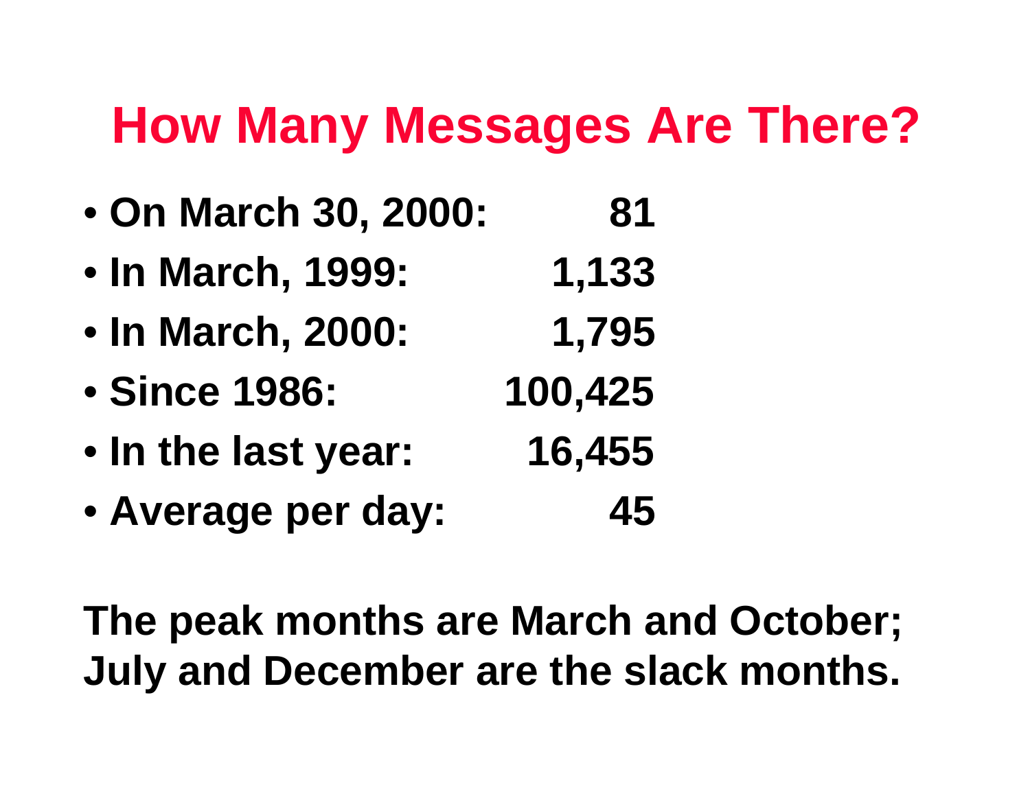# How Many Messages Are There?

- **On March 30, 2000: 81**
- **In March, 1999: 1,133**
- **In March, 2000: 1,795**
- **Since 1986: 100,425**
- **In the last year: 16,455**
- **Average per day: 45**

**The peak months are March and October; July and December are the slack months.**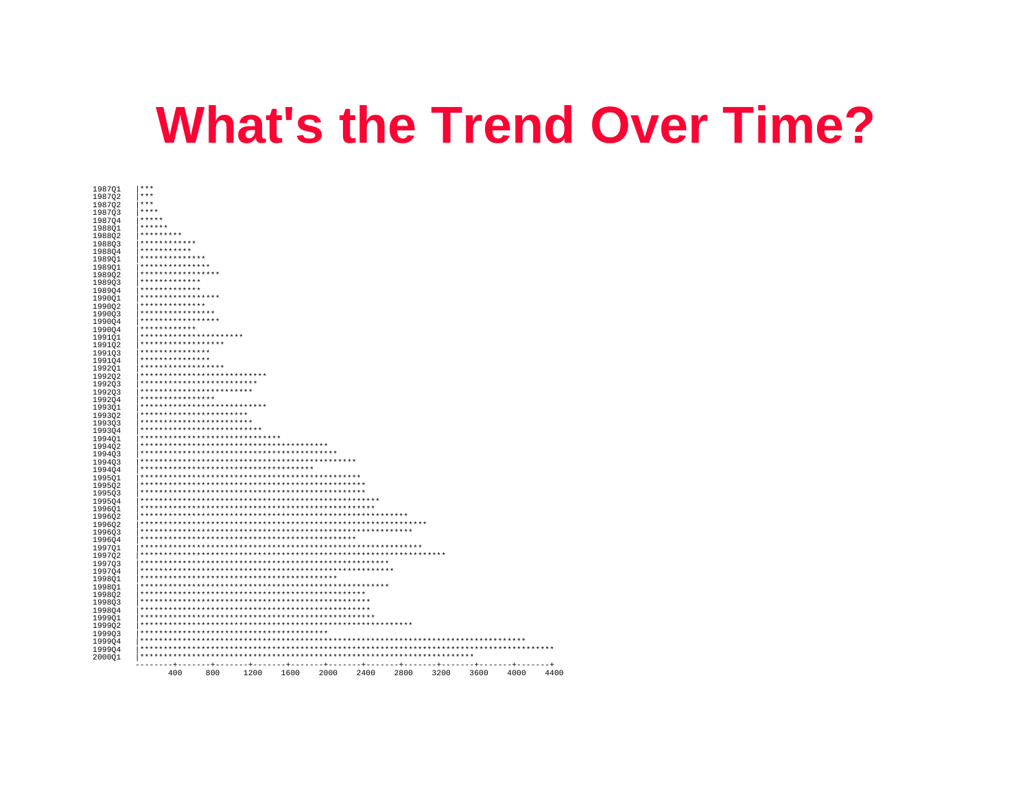# What's the Trend Over Time?

```
1987Q1  |***
1987Q2  |***
1987Q2  |***
1987Q3  |****
1987Q4  |*****
1988Q1  |******
1988Q2  |*********
1988Q3  |************
1988Q4  |***********
1989Q1  |**************
1989Q1  |***************
1989Q2  |*****************
1989Q3  |*************
1989Q4  |*************
1990Q1  |*****************
1990Q2  |**************
1990Q3  |****************
1990Q4  |*****************
1990Q4  |************
1991Q1  |**********************
1991Q2  |******************
1991Q3  |***************
1991Q4  |***************
1992Q1  |******************
1992Q2  |***************************
1992Q3  |*************************
1992Q3  |************************
1992Q4  |****************
1993Q1  |***************************
1993Q2  |***********************
1993Q3  |************************
1993Q4  |**************************
1994Q1  |******************************
1994Q2  |****************************************
1994Q3  |******************************************
1994Q3  |**********************************************
1994Q4  |*************************************
1995Q1  |***********************************************
1995Q2  |************************************************
1995Q3  |************************************************
1995Q4  |***************************************************
1996Q1  |**************************************************
1996Q2  |*********************************************************
1996Q2  |*************************************************************
1996Q3  |**********************************************************
1996Q4  |**********************************************
1997Q1  |************************************************************
1997Q2  |*****************************************************************
1997Q3  |*****************************************************
1997Q4  |******************************************************
1998Q1  |******************************************
1998Q1  |*****************************************************
1998Q2  |************************************************
1998Q3  |*************************************************
1998Q4  |*************************************************
1999Q1  |**************************************************
1999Q2  |**********************************************************
1999Q3  |****************************************
1999Q4  |**********************************************************************************
1999Q4  |****************************************************************************************
2000Q1  |***********************************************************************
        --------+-------+-------+-------+-------+-------+-------+-------+-------+-------+-------+
               400     800    1200    1600    2000    2400    2800    3200    3600    4000    4400
```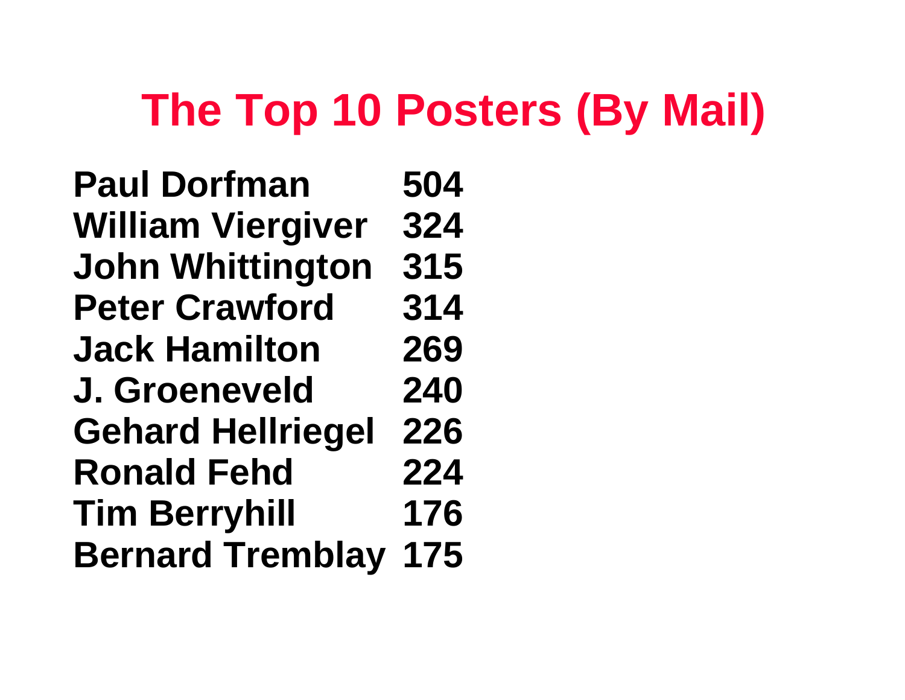# The Top 10 Posters (By Mail)

| Name | Posts |
|---|---|
| Paul Dorfman | 504 |
| William Viergiver | 324 |
| John Whittington | 315 |
| Peter Crawford | 314 |
| Jack Hamilton | 269 |
| J. Groeneveld | 240 |
| Gehard Hellriegel | 226 |
| Ronald Fehd | 224 |
| Tim Berryhill | 176 |
| Bernard Tremblay | 175 |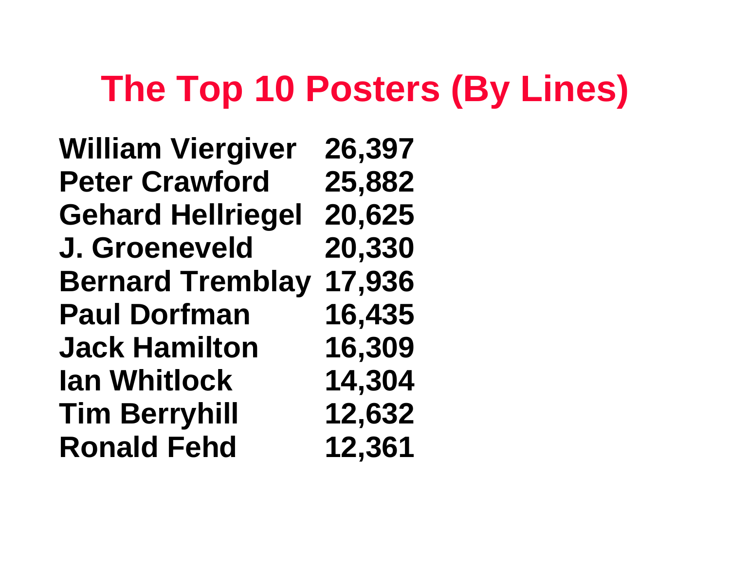# The Top 10 Posters (By Lines)

| | |
|---|---|
| **William Viergiver** | **26,397** |
| **Peter Crawford** | **25,882** |
| **Gehard Hellriegel** | **20,625** |
| **J. Groeneveld** | **20,330** |
| **Bernard Tremblay** | **17,936** |
| **Paul Dorfman** | **16,435** |
| **Jack Hamilton** | **16,309** |
| **Ian Whitlock** | **14,304** |
| **Tim Berryhill** | **12,632** |
| **Ronald Fehd** | **12,361** |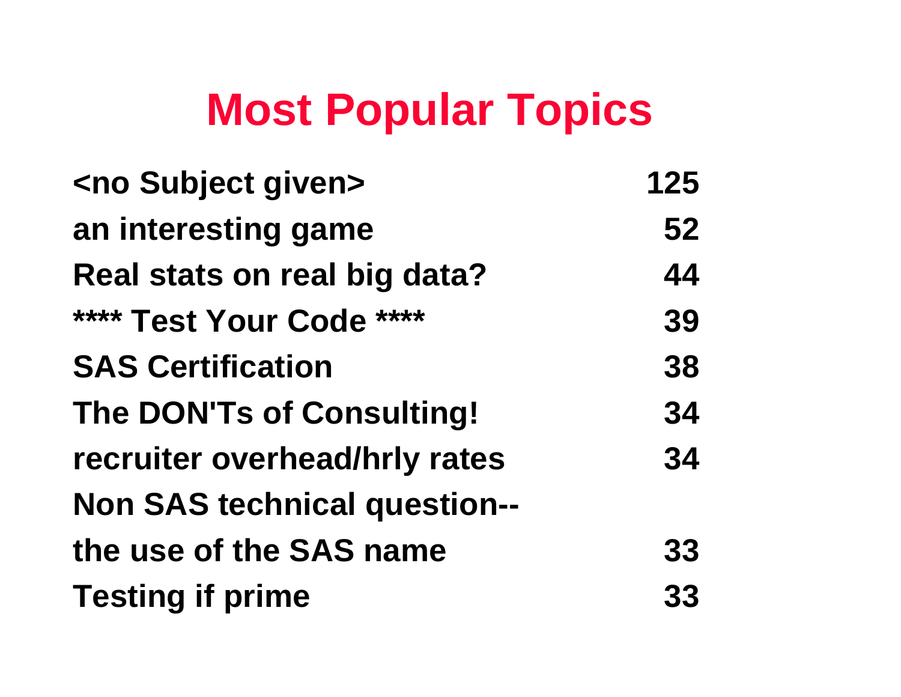# Most Popular Topics

| Topic | Count |
|---|---|
| <no Subject given> | 125 |
| an interesting game | 52 |
| Real stats on real big data? | 44 |
| **** Test Your Code **** | 39 |
| SAS Certification | 38 |
| The DON'Ts of Consulting! | 34 |
| recruiter overhead/hrly rates | 34 |
| Non SAS technical question-- the use of the SAS name | 33 |
| Testing if prime | 33 |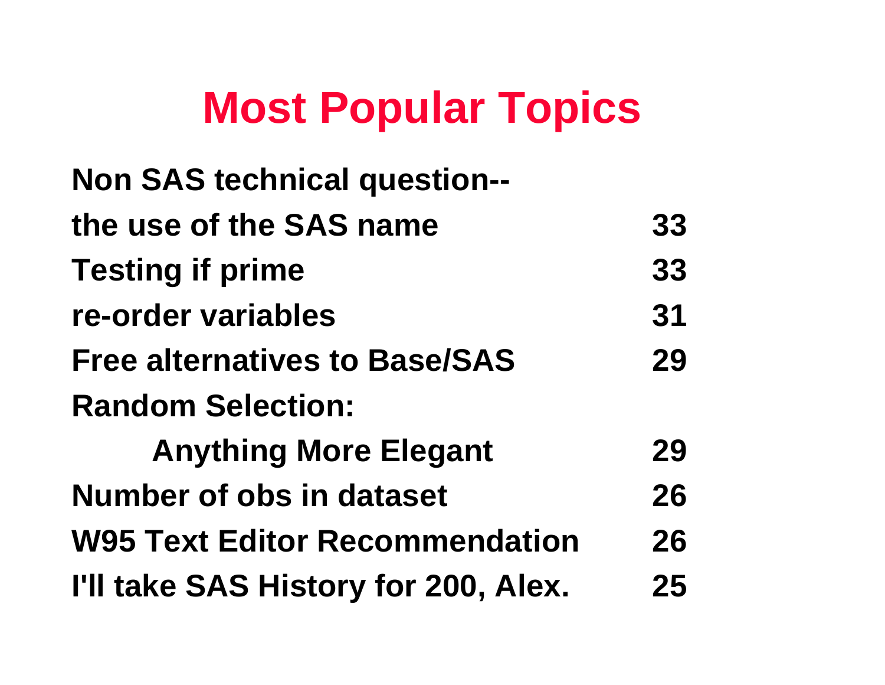# Most Popular Topics

| Topic | Count |
|---|---|
| Non SAS technical question-- the use of the SAS name | 33 |
| Testing if prime | 33 |
| re-order variables | 31 |
| Free alternatives to Base/SAS | 29 |
| Random Selection: Anything More Elegant | 29 |
| Number of obs in dataset | 26 |
| W95 Text Editor Recommendation | 26 |
| I'll take SAS History for 200, Alex. | 25 |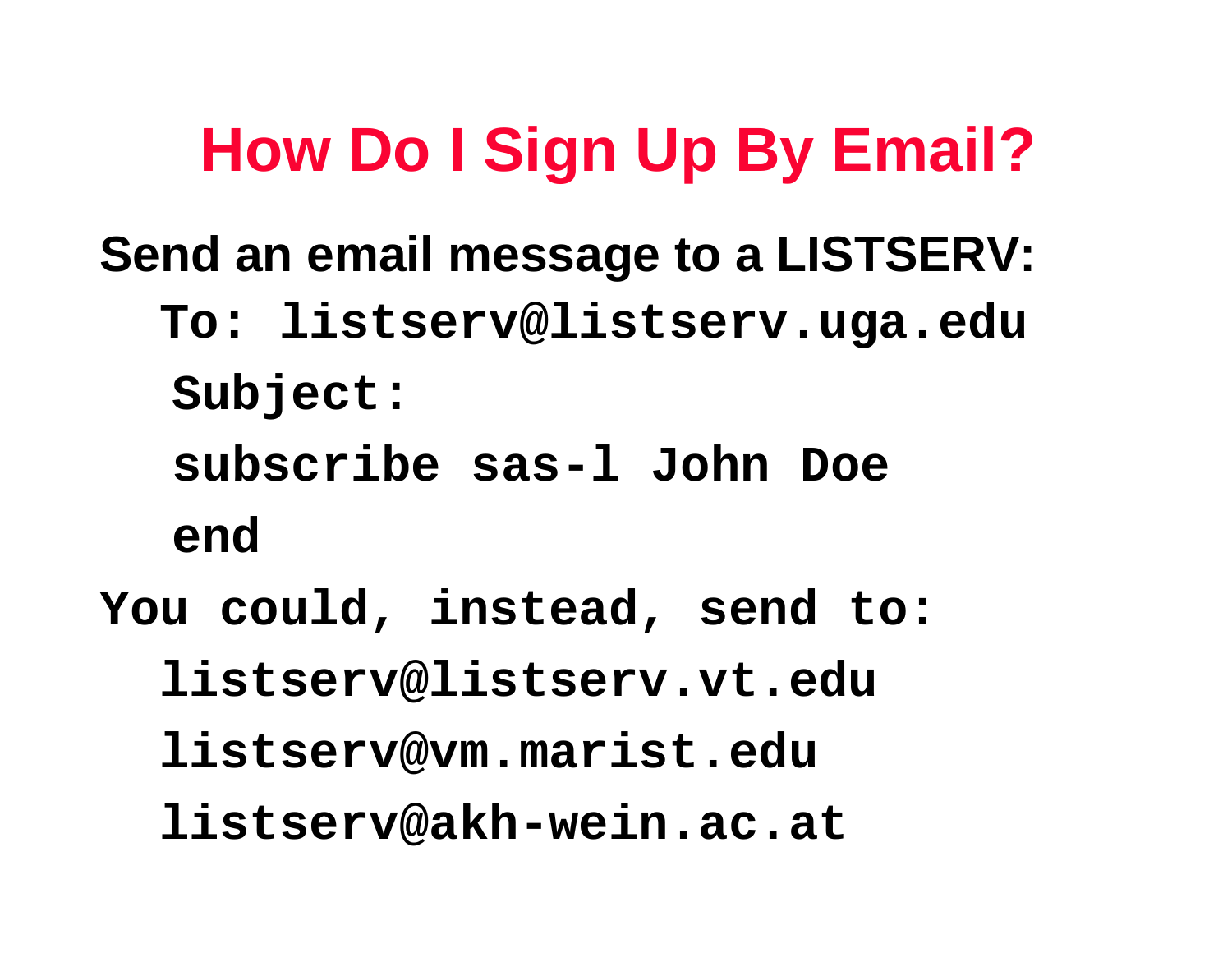# How Do I Sign Up By Email?

**Send an email message to a LISTSERV:**

```
To: listserv@listserv.uga.edu
 Subject:
 subscribe sas-l John Doe
 end
```

**You could, instead, send to:**

```
listserv@listserv.vt.edu
listserv@vm.marist.edu
listserv@akh-wein.ac.at
```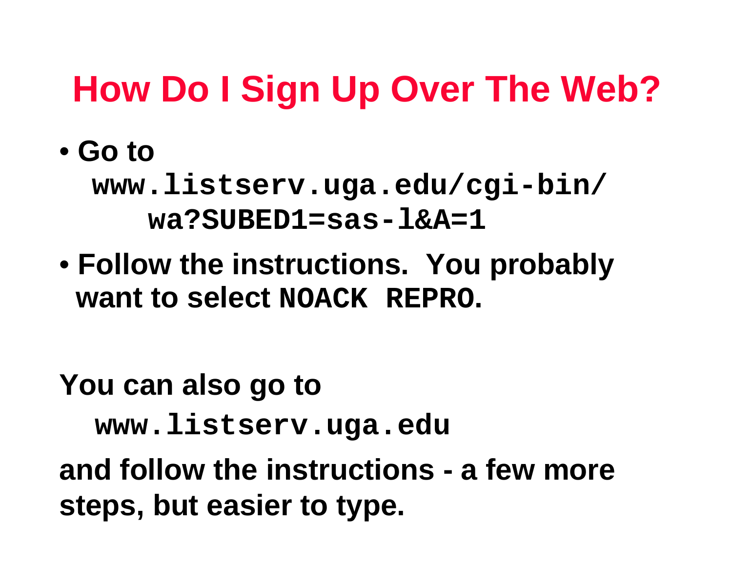# How Do I Sign Up Over The Web?

- **Go to** `www.listserv.uga.edu/cgi-bin/wa?SUBED1=sas-l&A=1`
- **Follow the instructions. You probably want to select `NOACK REPRO`.**

**You can also go to**

`www.listserv.uga.edu`

**and follow the instructions - a few more steps, but easier to type.**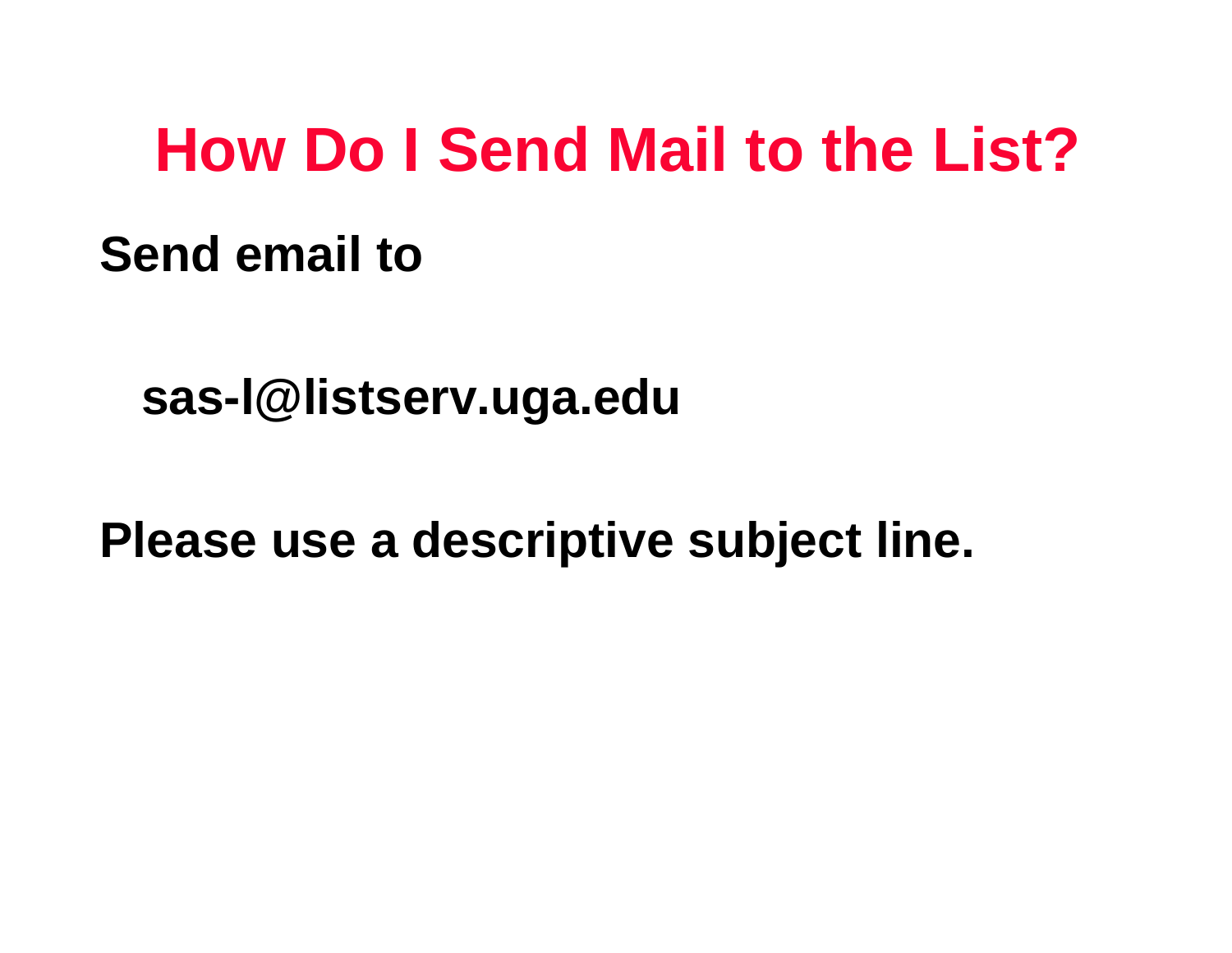# How Do I Send Mail to the List?

**Send email to**

**sas-l@listserv.uga.edu**

**Please use a descriptive subject line.**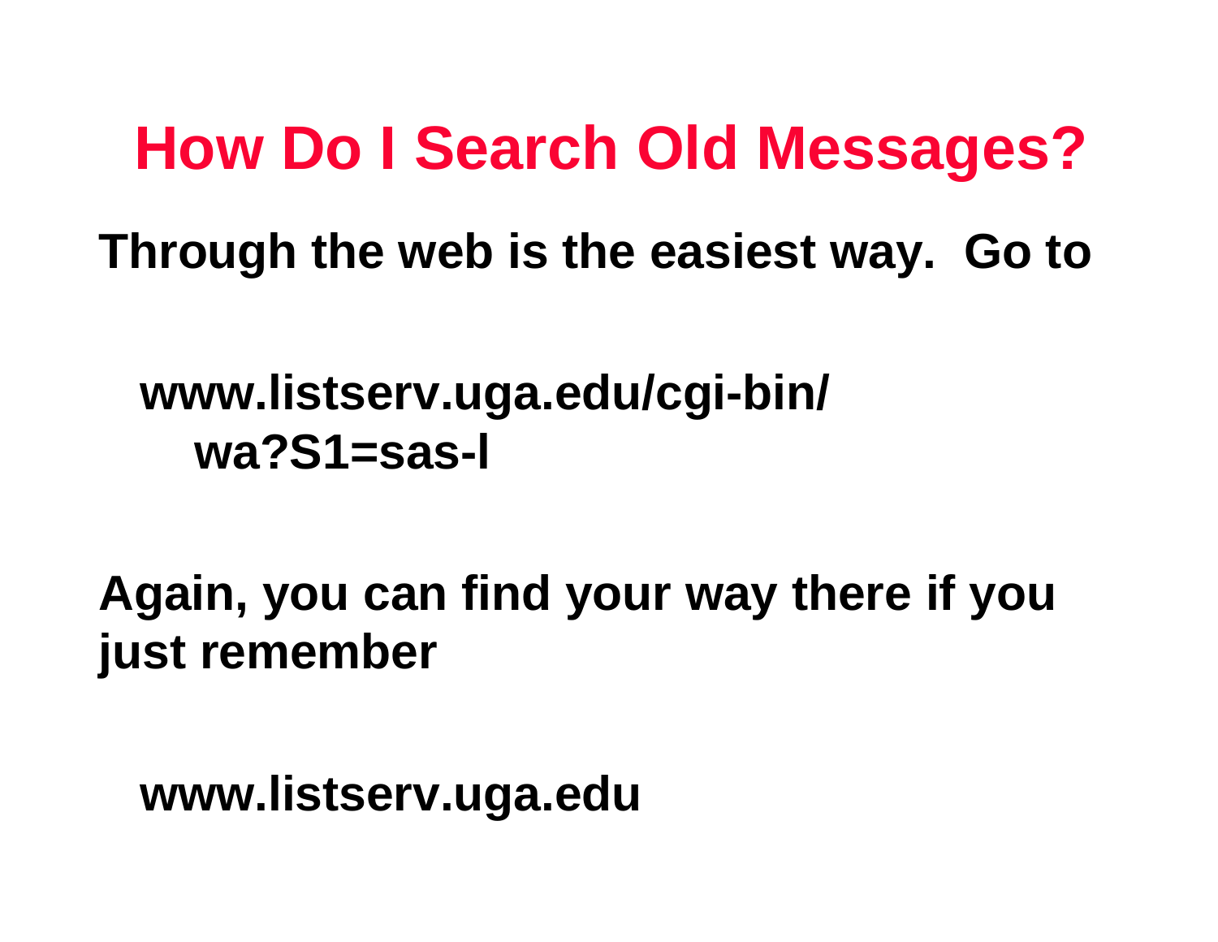# How Do I Search Old Messages?

**Through the web is the easiest way.  Go to**

**www.listserv.uga.edu/cgi-bin/wa?S1=sas-l**

**Again, you can find your way there if you just remember**

**www.listserv.uga.edu**